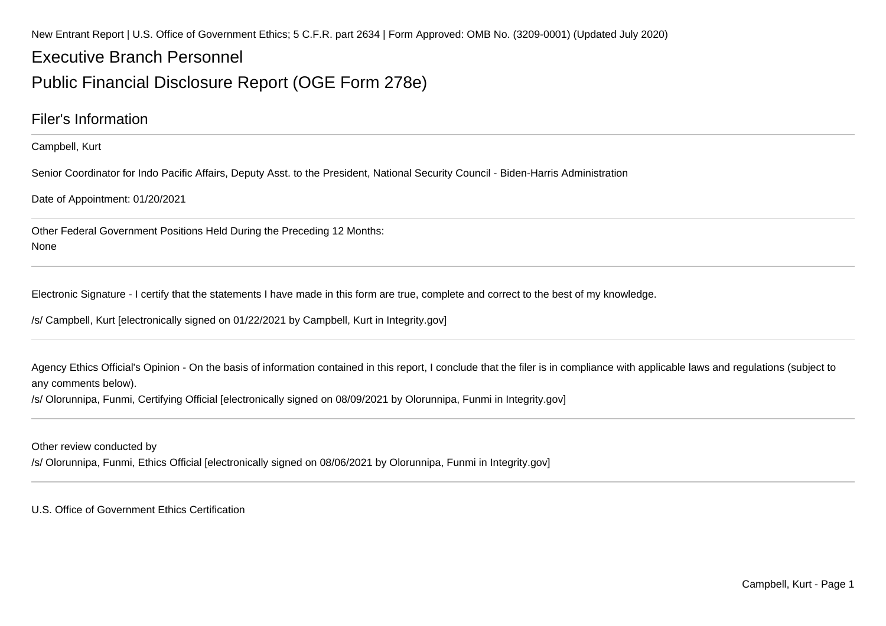New Entrant Report | U.S. Office of Government Ethics; 5 C.F.R. part 2634 | Form Approved: OMB No. (3209-0001) (Updated July 2020)

# Executive Branch Personnel

# Public Financial Disclosure Report (OGE Form 278e)

## Filer's Information

Campbell, Kurt

Senior Coordinator for Indo Pacific Affairs, Deputy Asst. to the President, National Security Council - Biden-Harris Administration

Date of Appointment: 01/20/2021

Other Federal Government Positions Held During the Preceding 12 Months:
None

---

Electronic Signature - I certify that the statements I have made in this form are true, complete and correct to the best of my knowledge.

/s/ Campbell, Kurt [electronically signed on 01/22/2021 by Campbell, Kurt in Integrity.gov]

---

Agency Ethics Official's Opinion - On the basis of information contained in this report, I conclude that the filer is in compliance with applicable laws and regulations (subject to any comments below).

/s/ Olorunnipa, Funmi, Certifying Official [electronically signed on 08/09/2021 by Olorunnipa, Funmi in Integrity.gov]

---

Other review conducted by

/s/ Olorunnipa, Funmi, Ethics Official [electronically signed on 08/06/2021 by Olorunnipa, Funmi in Integrity.gov]

---

U.S. Office of Government Ethics Certification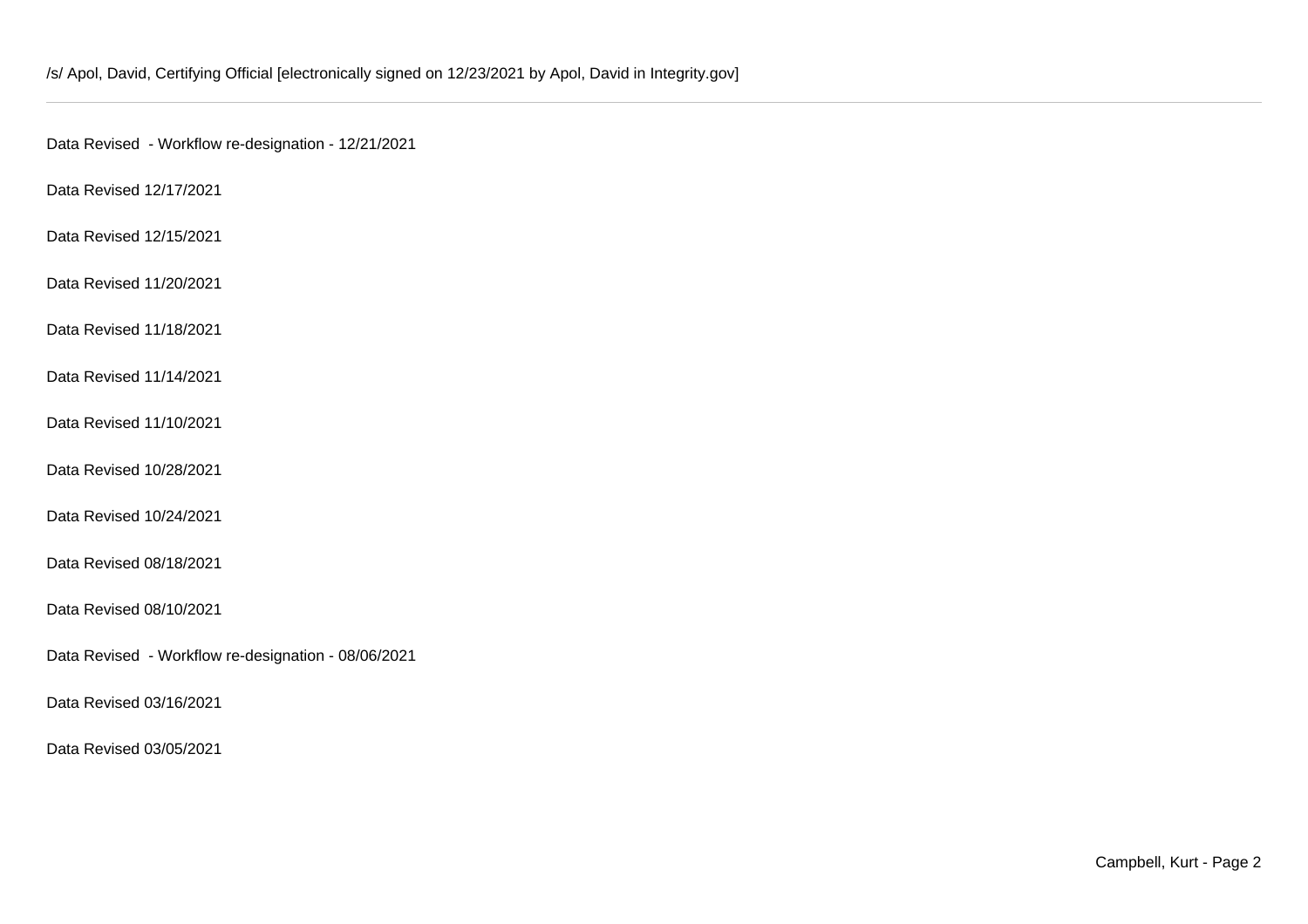/s/ Apol, David, Certifying Official [electronically signed on 12/23/2021 by Apol, David in Integrity.gov]

---

Data Revised - Workflow re-designation - 12/21/2021

Data Revised 12/17/2021

Data Revised 12/15/2021

Data Revised 11/20/2021

Data Revised 11/18/2021

Data Revised 11/14/2021

Data Revised 11/10/2021

Data Revised 10/28/2021

Data Revised 10/24/2021

Data Revised 08/18/2021

Data Revised 08/10/2021

Data Revised - Workflow re-designation - 08/06/2021

Data Revised 03/16/2021

Data Revised 03/05/2021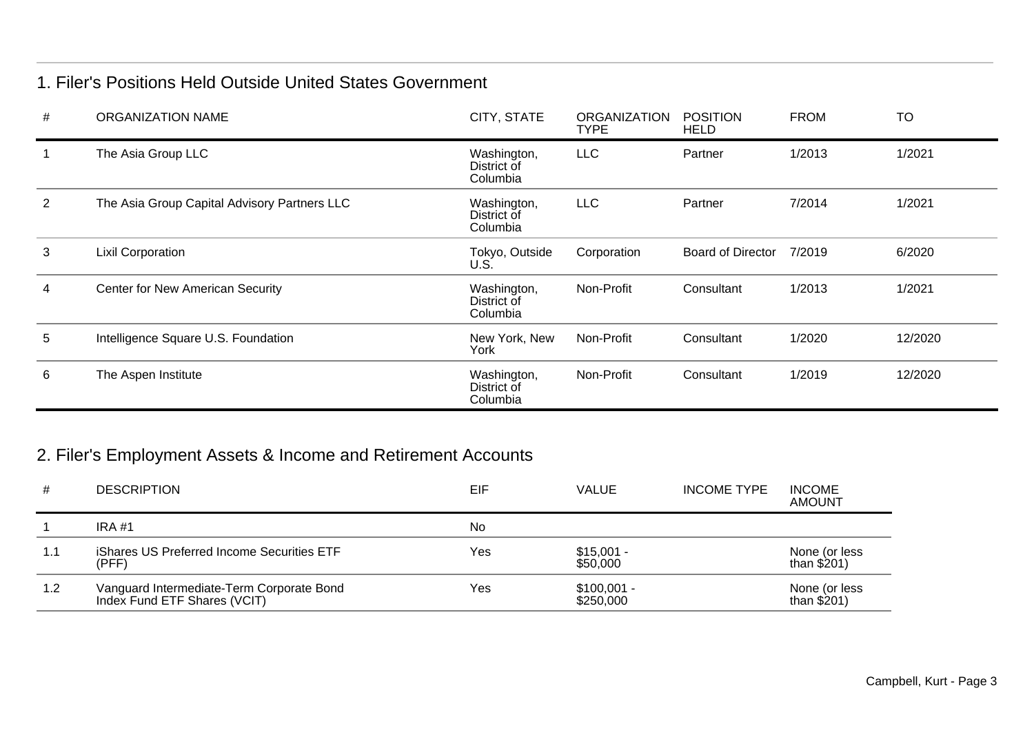## 1. Filer's Positions Held Outside United States Government

| # | ORGANIZATION NAME | CITY, STATE | ORGANIZATION TYPE | POSITION HELD | FROM | TO |
|---|---|---|---|---|---|---|
| 1 | The Asia Group LLC | Washington, District of Columbia | LLC | Partner | 1/2013 | 1/2021 |
| 2 | The Asia Group Capital Advisory Partners LLC | Washington, District of Columbia | LLC | Partner | 7/2014 | 1/2021 |
| 3 | Lixil Corporation | Tokyo, Outside U.S. | Corporation | Board of Director | 7/2019 | 6/2020 |
| 4 | Center for New American Security | Washington, District of Columbia | Non-Profit | Consultant | 1/2013 | 1/2021 |
| 5 | Intelligence Square U.S. Foundation | New York, New York | Non-Profit | Consultant | 1/2020 | 12/2020 |
| 6 | The Aspen Institute | Washington, District of Columbia | Non-Profit | Consultant | 1/2019 | 12/2020 |

## 2. Filer's Employment Assets & Income and Retirement Accounts

| # | DESCRIPTION | EIF | VALUE | INCOME TYPE | INCOME AMOUNT |
|---|---|---|---|---|---|
| 1 | IRA #1 | No | | | |
| 1.1 | iShares US Preferred Income Securities ETF (PFF) | Yes | $15,001 - $50,000 | | None (or less than $201) |
| 1.2 | Vanguard Intermediate-Term Corporate Bond Index Fund ETF Shares (VCIT) | Yes | $100,001 - $250,000 | | None (or less than $201) |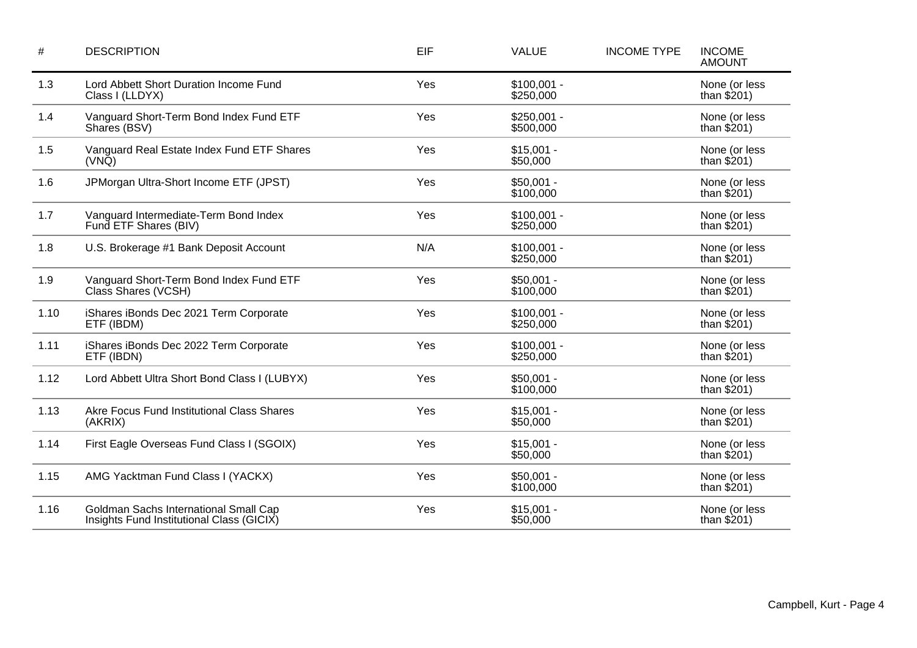| # | DESCRIPTION | EIF | VALUE | INCOME TYPE | INCOME AMOUNT |
|---|---|---|---|---|---|
| 1.3 | Lord Abbett Short Duration Income Fund Class I (LLDYX) | Yes | $100,001 - $250,000 | | None (or less than $201) |
| 1.4 | Vanguard Short-Term Bond Index Fund ETF Shares (BSV) | Yes | $250,001 - $500,000 | | None (or less than $201) |
| 1.5 | Vanguard Real Estate Index Fund ETF Shares (VNQ) | Yes | $15,001 - $50,000 | | None (or less than $201) |
| 1.6 | JPMorgan Ultra-Short Income ETF (JPST) | Yes | $50,001 - $100,000 | | None (or less than $201) |
| 1.7 | Vanguard Intermediate-Term Bond Index Fund ETF Shares (BIV) | Yes | $100,001 - $250,000 | | None (or less than $201) |
| 1.8 | U.S. Brokerage #1 Bank Deposit Account | N/A | $100,001 - $250,000 | | None (or less than $201) |
| 1.9 | Vanguard Short-Term Bond Index Fund ETF Class Shares (VCSH) | Yes | $50,001 - $100,000 | | None (or less than $201) |
| 1.10 | iShares iBonds Dec 2021 Term Corporate ETF (IBDM) | Yes | $100,001 - $250,000 | | None (or less than $201) |
| 1.11 | iShares iBonds Dec 2022 Term Corporate ETF (IBDN) | Yes | $100,001 - $250,000 | | None (or less than $201) |
| 1.12 | Lord Abbett Ultra Short Bond Class I (LUBYX) | Yes | $50,001 - $100,000 | | None (or less than $201) |
| 1.13 | Akre Focus Fund Institutional Class Shares (AKRIX) | Yes | $15,001 - $50,000 | | None (or less than $201) |
| 1.14 | First Eagle Overseas Fund Class I (SGOIX) | Yes | $15,001 - $50,000 | | None (or less than $201) |
| 1.15 | AMG Yacktman Fund Class I (YACKX) | Yes | $50,001 - $100,000 | | None (or less than $201) |
| 1.16 | Goldman Sachs International Small Cap Insights Fund Institutional Class (GICIX) | Yes | $15,001 - $50,000 | | None (or less than $201) |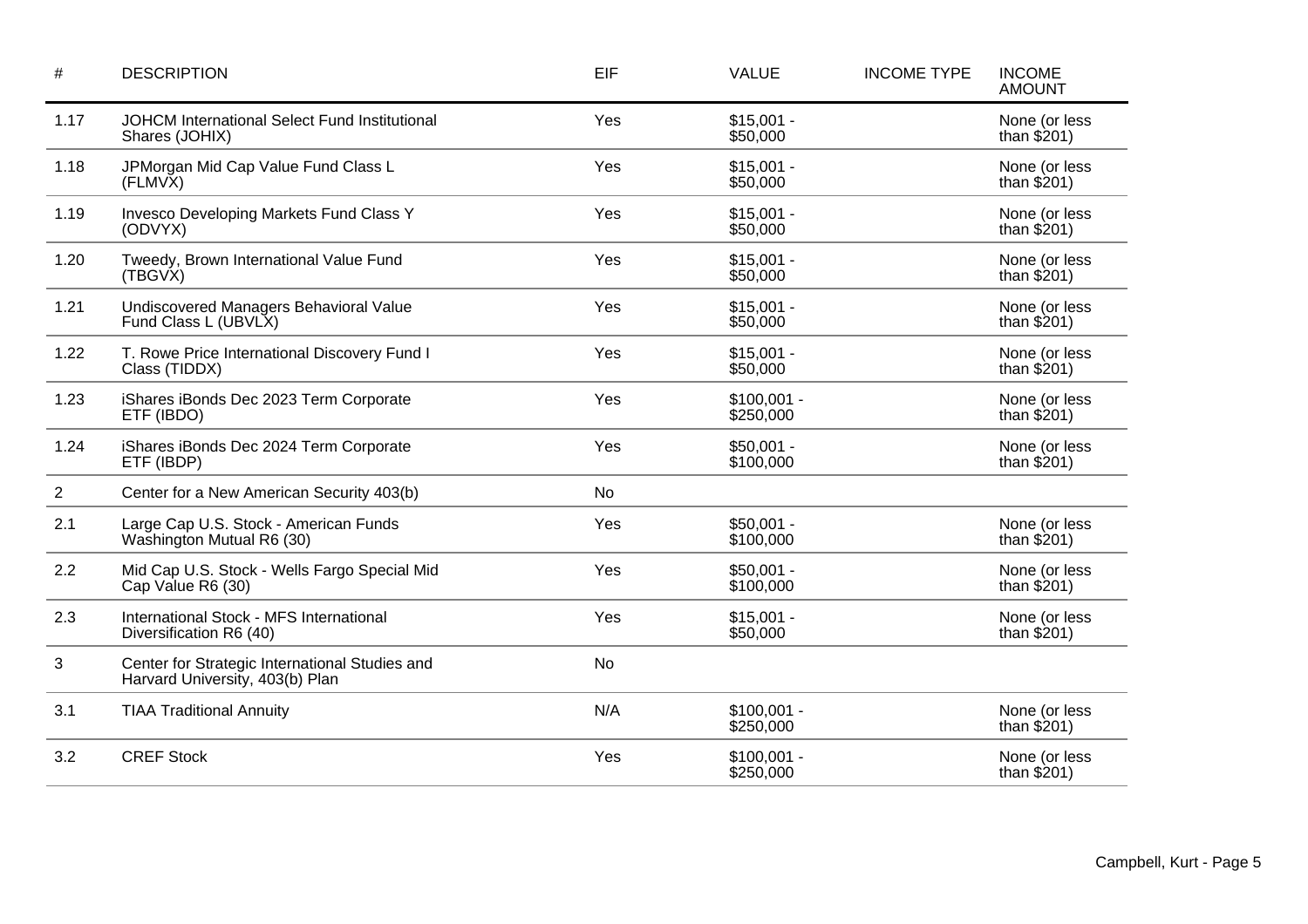| # | DESCRIPTION | EIF | VALUE | INCOME TYPE | INCOME AMOUNT |
|---|---|---|---|---|---|
| 1.17 | JOHCM International Select Fund Institutional Shares (JOHIX) | Yes | $15,001 - $50,000 | | None (or less than $201) |
| 1.18 | JPMorgan Mid Cap Value Fund Class L (FLMVX) | Yes | $15,001 - $50,000 | | None (or less than $201) |
| 1.19 | Invesco Developing Markets Fund Class Y (ODVYX) | Yes | $15,001 - $50,000 | | None (or less than $201) |
| 1.20 | Tweedy, Brown International Value Fund (TBGVX) | Yes | $15,001 - $50,000 | | None (or less than $201) |
| 1.21 | Undiscovered Managers Behavioral Value Fund Class L (UBVLX) | Yes | $15,001 - $50,000 | | None (or less than $201) |
| 1.22 | T. Rowe Price International Discovery Fund I Class (TIDDX) | Yes | $15,001 - $50,000 | | None (or less than $201) |
| 1.23 | iShares iBonds Dec 2023 Term Corporate ETF (IBDO) | Yes | $100,001 - $250,000 | | None (or less than $201) |
| 1.24 | iShares iBonds Dec 2024 Term Corporate ETF (IBDP) | Yes | $50,001 - $100,000 | | None (or less than $201) |
| 2 | Center for a New American Security 403(b) | No | | | |
| 2.1 | Large Cap U.S. Stock - American Funds Washington Mutual R6 (30) | Yes | $50,001 - $100,000 | | None (or less than $201) |
| 2.2 | Mid Cap U.S. Stock - Wells Fargo Special Mid Cap Value R6 (30) | Yes | $50,001 - $100,000 | | None (or less than $201) |
| 2.3 | International Stock - MFS International Diversification R6 (40) | Yes | $15,001 - $50,000 | | None (or less than $201) |
| 3 | Center for Strategic International Studies and Harvard University, 403(b) Plan | No | | | |
| 3.1 | TIAA Traditional Annuity | N/A | $100,001 - $250,000 | | None (or less than $201) |
| 3.2 | CREF Stock | Yes | $100,001 - $250,000 | | None (or less than $201) |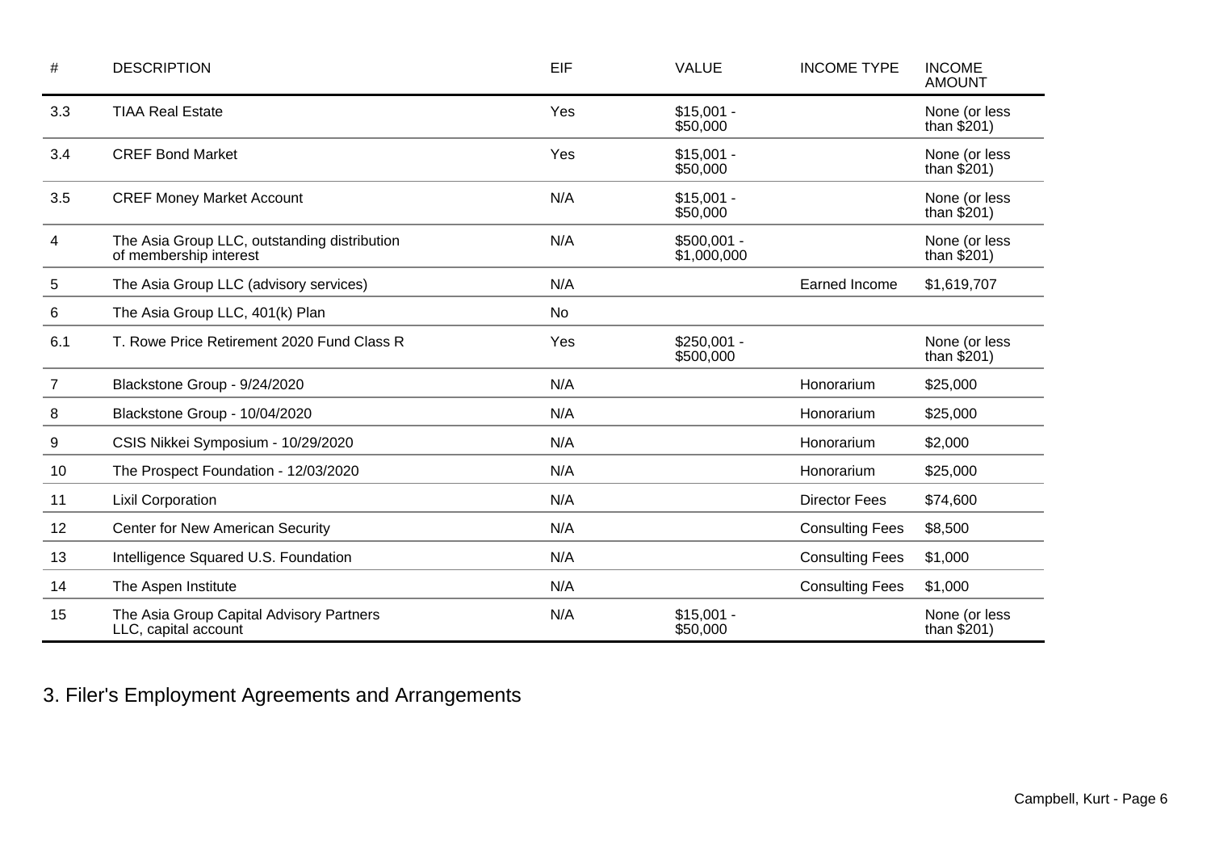| # | DESCRIPTION | EIF | VALUE | INCOME TYPE | INCOME AMOUNT |
|---|---|---|---|---|---|
| 3.3 | TIAA Real Estate | Yes | $15,001 - $50,000 | | None (or less than $201) |
| 3.4 | CREF Bond Market | Yes | $15,001 - $50,000 | | None (or less than $201) |
| 3.5 | CREF Money Market Account | N/A | $15,001 - $50,000 | | None (or less than $201) |
| 4 | The Asia Group LLC, outstanding distribution of membership interest | N/A | $500,001 - $1,000,000 | | None (or less than $201) |
| 5 | The Asia Group LLC (advisory services) | N/A | | Earned Income | $1,619,707 |
| 6 | The Asia Group LLC, 401(k) Plan | No | | | |
| 6.1 | T. Rowe Price Retirement 2020 Fund Class R | Yes | $250,001 - $500,000 | | None (or less than $201) |
| 7 | Blackstone Group - 9/24/2020 | N/A | | Honorarium | $25,000 |
| 8 | Blackstone Group - 10/04/2020 | N/A | | Honorarium | $25,000 |
| 9 | CSIS Nikkei Symposium - 10/29/2020 | N/A | | Honorarium | $2,000 |
| 10 | The Prospect Foundation - 12/03/2020 | N/A | | Honorarium | $25,000 |
| 11 | Lixil Corporation | N/A | | Director Fees | $74,600 |
| 12 | Center for New American Security | N/A | | Consulting Fees | $8,500 |
| 13 | Intelligence Squared U.S. Foundation | N/A | | Consulting Fees | $1,000 |
| 14 | The Aspen Institute | N/A | | Consulting Fees | $1,000 |
| 15 | The Asia Group Capital Advisory Partners LLC, capital account | N/A | $15,001 - $50,000 | | None (or less than $201) |

## 3. Filer's Employment Agreements and Arrangements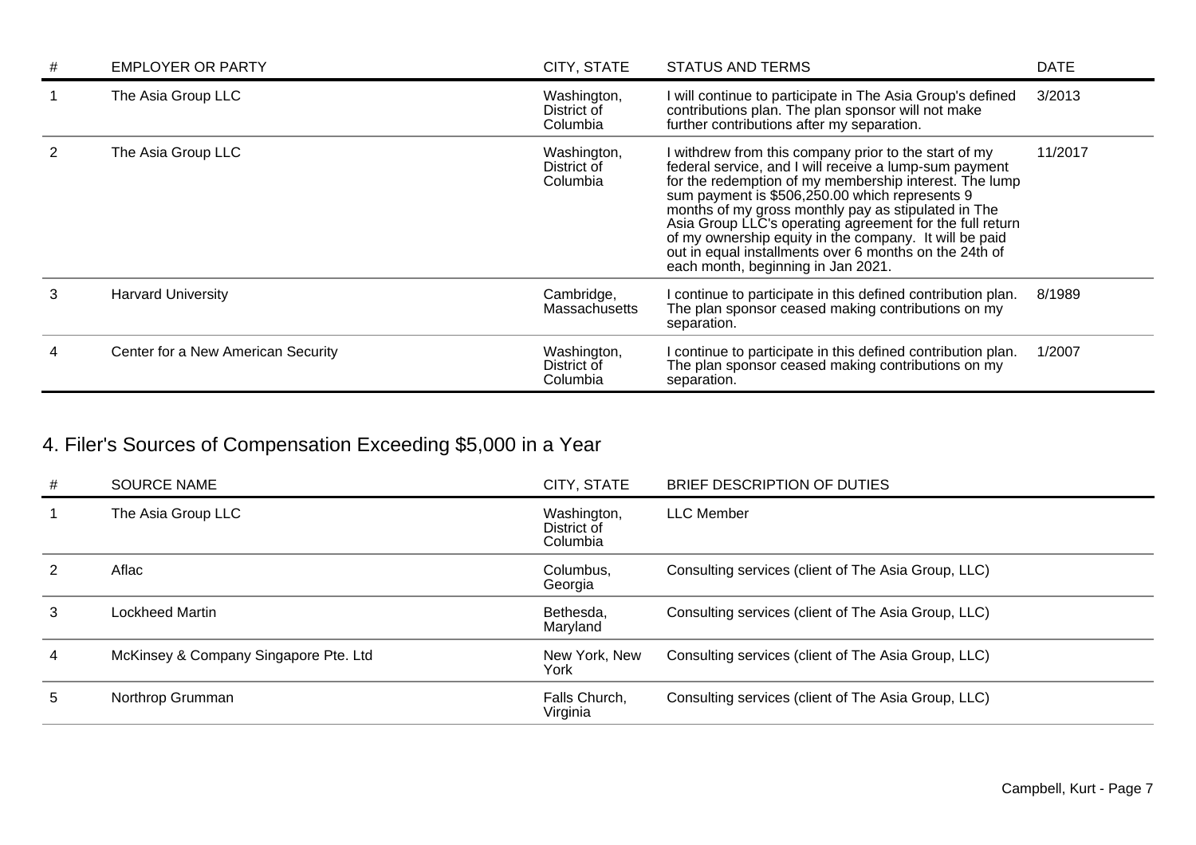| # | EMPLOYER OR PARTY | CITY, STATE | STATUS AND TERMS | DATE |
|---|---|---|---|---|
| 1 | The Asia Group LLC | Washington, District of Columbia | I will continue to participate in The Asia Group's defined contributions plan. The plan sponsor will not make further contributions after my separation. | 3/2013 |
| 2 | The Asia Group LLC | Washington, District of Columbia | I withdrew from this company prior to the start of my federal service, and I will receive a lump-sum payment for the redemption of my membership interest. The lump sum payment is $506,250.00 which represents 9 months of my gross monthly pay as stipulated in The Asia Group LLC's operating agreement for the full return of my ownership equity in the company. It will be paid out in equal installments over 6 months on the 24th of each month, beginning in Jan 2021. | 11/2017 |
| 3 | Harvard University | Cambridge, Massachusetts | I continue to participate in this defined contribution plan. The plan sponsor ceased making contributions on my separation. | 8/1989 |
| 4 | Center for a New American Security | Washington, District of Columbia | I continue to participate in this defined contribution plan. The plan sponsor ceased making contributions on my separation. | 1/2007 |

## 4. Filer's Sources of Compensation Exceeding $5,000 in a Year

| # | SOURCE NAME | CITY, STATE | BRIEF DESCRIPTION OF DUTIES |
|---|---|---|---|
| 1 | The Asia Group LLC | Washington, District of Columbia | LLC Member |
| 2 | Aflac | Columbus, Georgia | Consulting services (client of The Asia Group, LLC) |
| 3 | Lockheed Martin | Bethesda, Maryland | Consulting services (client of The Asia Group, LLC) |
| 4 | McKinsey & Company Singapore Pte. Ltd | New York, New York | Consulting services (client of The Asia Group, LLC) |
| 5 | Northrop Grumman | Falls Church, Virginia | Consulting services (client of The Asia Group, LLC) |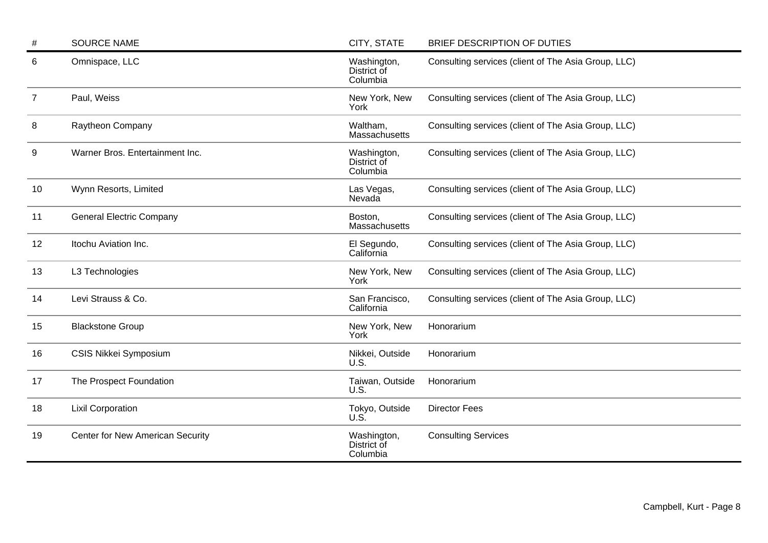| # | SOURCE NAME | CITY, STATE | BRIEF DESCRIPTION OF DUTIES |
|---|---|---|---|
| 6 | Omnispace, LLC | Washington, District of Columbia | Consulting services (client of The Asia Group, LLC) |
| 7 | Paul, Weiss | New York, New York | Consulting services (client of The Asia Group, LLC) |
| 8 | Raytheon Company | Waltham, Massachusetts | Consulting services (client of The Asia Group, LLC) |
| 9 | Warner Bros. Entertainment Inc. | Washington, District of Columbia | Consulting services (client of The Asia Group, LLC) |
| 10 | Wynn Resorts, Limited | Las Vegas, Nevada | Consulting services (client of The Asia Group, LLC) |
| 11 | General Electric Company | Boston, Massachusetts | Consulting services (client of The Asia Group, LLC) |
| 12 | Itochu Aviation Inc. | El Segundo, California | Consulting services (client of The Asia Group, LLC) |
| 13 | L3 Technologies | New York, New York | Consulting services (client of The Asia Group, LLC) |
| 14 | Levi Strauss & Co. | San Francisco, California | Consulting services (client of The Asia Group, LLC) |
| 15 | Blackstone Group | New York, New York | Honorarium |
| 16 | CSIS Nikkei Symposium | Nikkei, Outside U.S. | Honorarium |
| 17 | The Prospect Foundation | Taiwan, Outside U.S. | Honorarium |
| 18 | Lixil Corporation | Tokyo, Outside U.S. | Director Fees |
| 19 | Center for New American Security | Washington, District of Columbia | Consulting Services |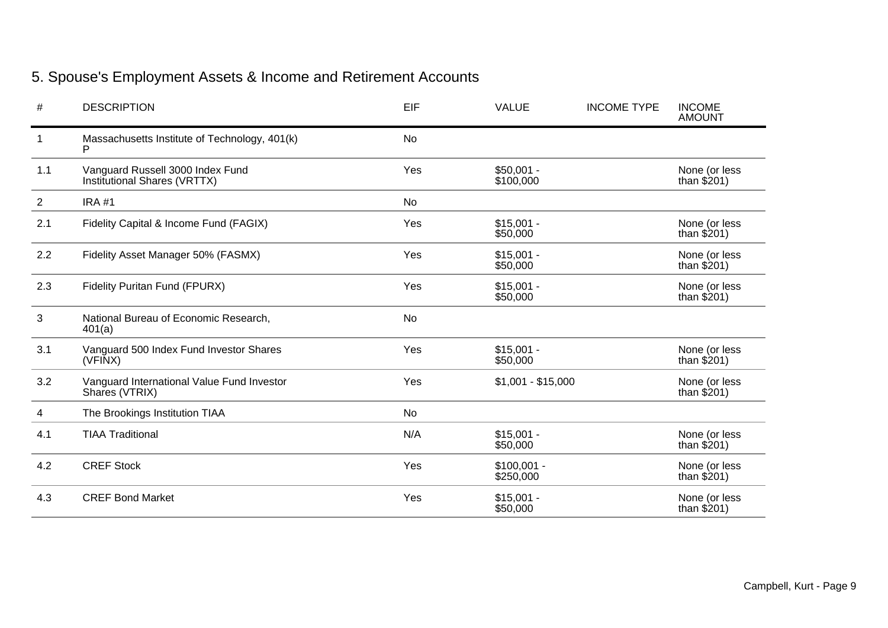## 5. Spouse's Employment Assets & Income and Retirement Accounts

| # | DESCRIPTION | EIF | VALUE | INCOME TYPE | INCOME AMOUNT |
|---|---|---|---|---|---|
| 1 | Massachusetts Institute of Technology, 401(k) P | No | | | |
| 1.1 | Vanguard Russell 3000 Index Fund Institutional Shares (VRTTX) | Yes | $50,001 - $100,000 | | None (or less than $201) |
| 2 | IRA #1 | No | | | |
| 2.1 | Fidelity Capital & Income Fund (FAGIX) | Yes | $15,001 - $50,000 | | None (or less than $201) |
| 2.2 | Fidelity Asset Manager 50% (FASMX) | Yes | $15,001 - $50,000 | | None (or less than $201) |
| 2.3 | Fidelity Puritan Fund (FPURX) | Yes | $15,001 - $50,000 | | None (or less than $201) |
| 3 | National Bureau of Economic Research, 401(a) | No | | | |
| 3.1 | Vanguard 500 Index Fund Investor Shares (VFINX) | Yes | $15,001 - $50,000 | | None (or less than $201) |
| 3.2 | Vanguard International Value Fund Investor Shares (VTRIX) | Yes | $1,001 - $15,000 | | None (or less than $201) |
| 4 | The Brookings Institution TIAA | No | | | |
| 4.1 | TIAA Traditional | N/A | $15,001 - $50,000 | | None (or less than $201) |
| 4.2 | CREF Stock | Yes | $100,001 - $250,000 | | None (or less than $201) |
| 4.3 | CREF Bond Market | Yes | $15,001 - $50,000 | | None (or less than $201) |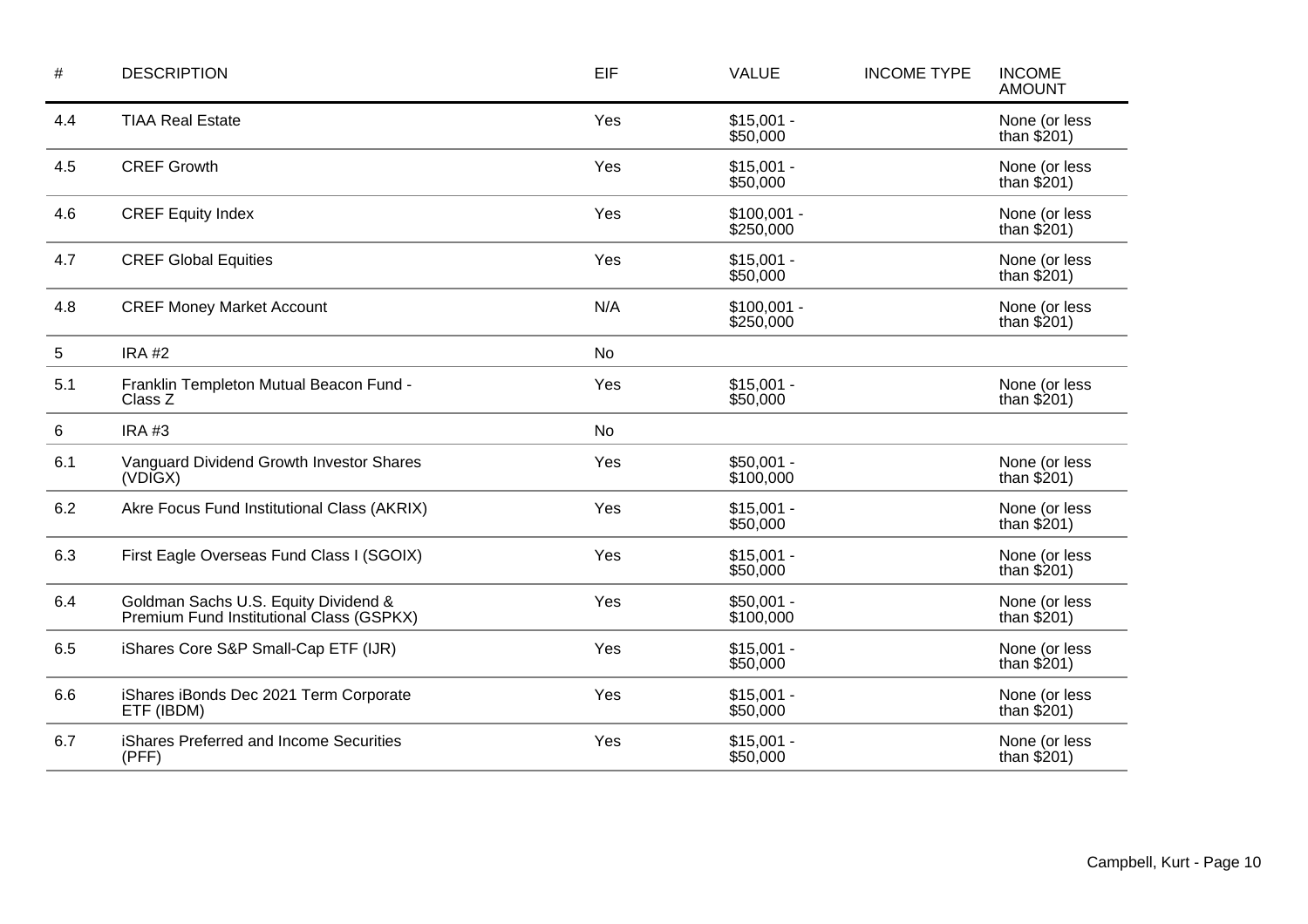| # | DESCRIPTION | EIF | VALUE | INCOME TYPE | INCOME AMOUNT |
|---|---|---|---|---|---|
| 4.4 | TIAA Real Estate | Yes | $15,001 - $50,000 | | None (or less than $201) |
| 4.5 | CREF Growth | Yes | $15,001 - $50,000 | | None (or less than $201) |
| 4.6 | CREF Equity Index | Yes | $100,001 - $250,000 | | None (or less than $201) |
| 4.7 | CREF Global Equities | Yes | $15,001 - $50,000 | | None (or less than $201) |
| 4.8 | CREF Money Market Account | N/A | $100,001 - $250,000 | | None (or less than $201) |
| 5 | IRA #2 | No | | | |
| 5.1 | Franklin Templeton Mutual Beacon Fund - Class Z | Yes | $15,001 - $50,000 | | None (or less than $201) |
| 6 | IRA #3 | No | | | |
| 6.1 | Vanguard Dividend Growth Investor Shares (VDIGX) | Yes | $50,001 - $100,000 | | None (or less than $201) |
| 6.2 | Akre Focus Fund Institutional Class (AKRIX) | Yes | $15,001 - $50,000 | | None (or less than $201) |
| 6.3 | First Eagle Overseas Fund Class I (SGOIX) | Yes | $15,001 - $50,000 | | None (or less than $201) |
| 6.4 | Goldman Sachs U.S. Equity Dividend & Premium Fund Institutional Class (GSPKX) | Yes | $50,001 - $100,000 | | None (or less than $201) |
| 6.5 | iShares Core S&P Small-Cap ETF (IJR) | Yes | $15,001 - $50,000 | | None (or less than $201) |
| 6.6 | iShares iBonds Dec 2021 Term Corporate ETF (IBDM) | Yes | $15,001 - $50,000 | | None (or less than $201) |
| 6.7 | iShares Preferred and Income Securities (PFF) | Yes | $15,001 - $50,000 | | None (or less than $201) |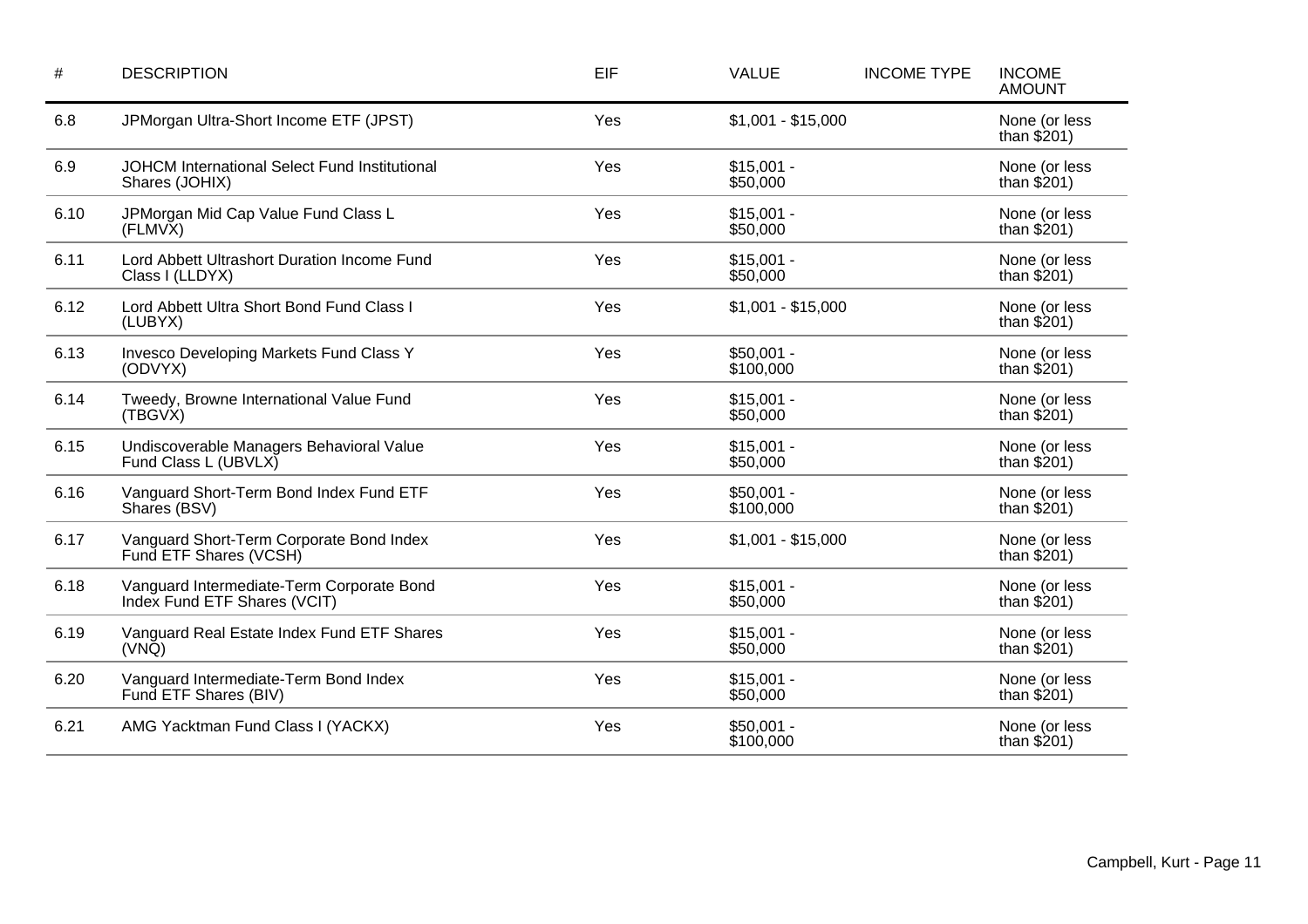| # | DESCRIPTION | EIF | VALUE | INCOME TYPE | INCOME AMOUNT |
|---|---|---|---|---|---|
| 6.8 | JPMorgan Ultra-Short Income ETF (JPST) | Yes | $1,001 - $15,000 | | None (or less than $201) |
| 6.9 | JOHCM International Select Fund Institutional Shares (JOHIX) | Yes | $15,001 - $50,000 | | None (or less than $201) |
| 6.10 | JPMorgan Mid Cap Value Fund Class L (FLMVX) | Yes | $15,001 - $50,000 | | None (or less than $201) |
| 6.11 | Lord Abbett Ultrashort Duration Income Fund Class I (LLDYX) | Yes | $15,001 - $50,000 | | None (or less than $201) |
| 6.12 | Lord Abbett Ultra Short Bond Fund Class I (LUBYX) | Yes | $1,001 - $15,000 | | None (or less than $201) |
| 6.13 | Invesco Developing Markets Fund Class Y (ODVYX) | Yes | $50,001 - $100,000 | | None (or less than $201) |
| 6.14 | Tweedy, Browne International Value Fund (TBGVX) | Yes | $15,001 - $50,000 | | None (or less than $201) |
| 6.15 | Undiscoverable Managers Behavioral Value Fund Class L (UBVLX) | Yes | $15,001 - $50,000 | | None (or less than $201) |
| 6.16 | Vanguard Short-Term Bond Index Fund ETF Shares (BSV) | Yes | $50,001 - $100,000 | | None (or less than $201) |
| 6.17 | Vanguard Short-Term Corporate Bond Index Fund ETF Shares (VCSH) | Yes | $1,001 - $15,000 | | None (or less than $201) |
| 6.18 | Vanguard Intermediate-Term Corporate Bond Index Fund ETF Shares (VCIT) | Yes | $15,001 - $50,000 | | None (or less than $201) |
| 6.19 | Vanguard Real Estate Index Fund ETF Shares (VNQ) | Yes | $15,001 - $50,000 | | None (or less than $201) |
| 6.20 | Vanguard Intermediate-Term Bond Index Fund ETF Shares (BIV) | Yes | $15,001 - $50,000 | | None (or less than $201) |
| 6.21 | AMG Yacktman Fund Class I (YACKX) | Yes | $50,001 - $100,000 | | None (or less than $201) |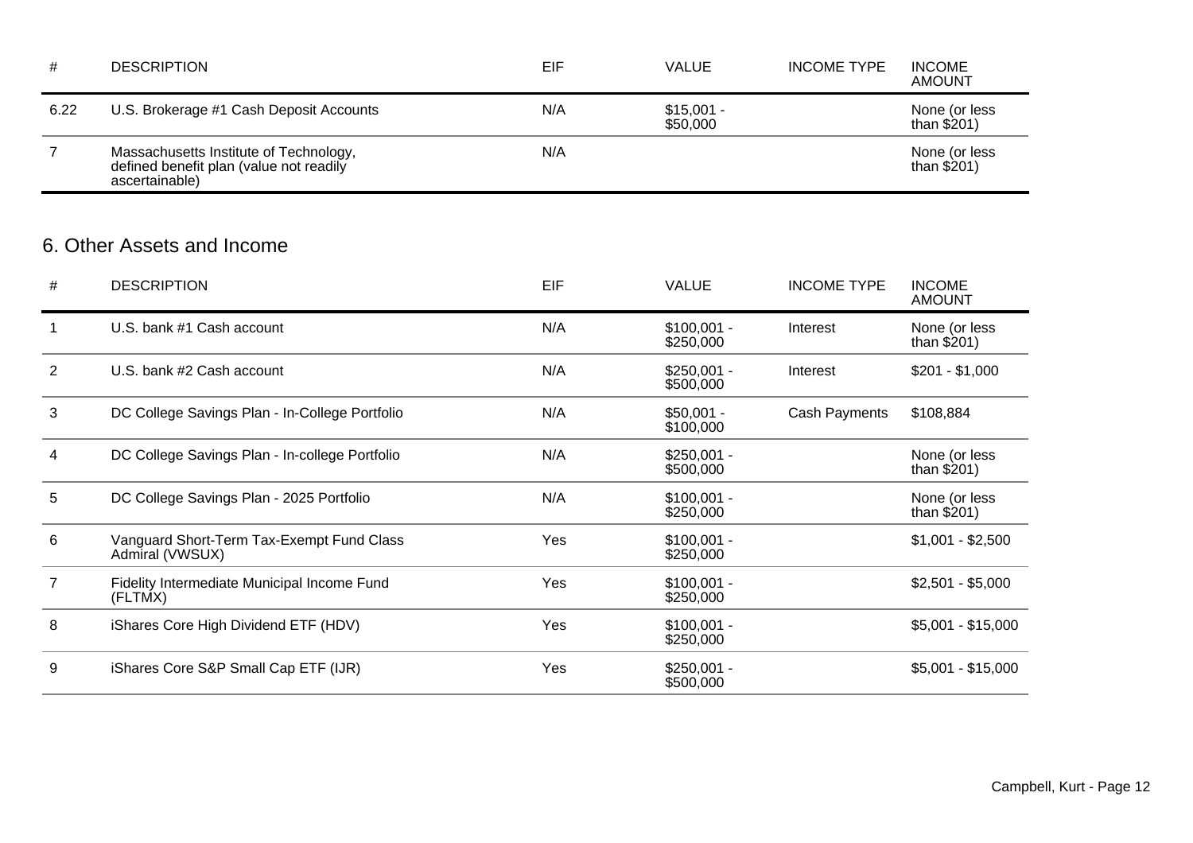| # | DESCRIPTION | EIF | VALUE | INCOME TYPE | INCOME AMOUNT |
|---|---|---|---|---|---|
| 6.22 | U.S. Brokerage #1 Cash Deposit Accounts | N/A | $15,001 - $50,000 | | None (or less than $201) |
| 7 | Massachusetts Institute of Technology, defined benefit plan (value not readily ascertainable) | N/A | | | None (or less than $201) |

## 6. Other Assets and Income

| # | DESCRIPTION | EIF | VALUE | INCOME TYPE | INCOME AMOUNT |
|---|---|---|---|---|---|
| 1 | U.S. bank #1 Cash account | N/A | $100,001 - $250,000 | Interest | None (or less than $201) |
| 2 | U.S. bank #2 Cash account | N/A | $250,001 - $500,000 | Interest | $201 - $1,000 |
| 3 | DC College Savings Plan - In-College Portfolio | N/A | $50,001 - $100,000 | Cash Payments | $108,884 |
| 4 | DC College Savings Plan - In-college Portfolio | N/A | $250,001 - $500,000 | | None (or less than $201) |
| 5 | DC College Savings Plan - 2025 Portfolio | N/A | $100,001 - $250,000 | | None (or less than $201) |
| 6 | Vanguard Short-Term Tax-Exempt Fund Class Admiral (VWSUX) | Yes | $100,001 - $250,000 | | $1,001 - $2,500 |
| 7 | Fidelity Intermediate Municipal Income Fund (FLTMX) | Yes | $100,001 - $250,000 | | $2,501 - $5,000 |
| 8 | iShares Core High Dividend ETF (HDV) | Yes | $100,001 - $250,000 | | $5,001 - $15,000 |
| 9 | iShares Core S&P Small Cap ETF (IJR) | Yes | $250,001 - $500,000 | | $5,001 - $15,000 |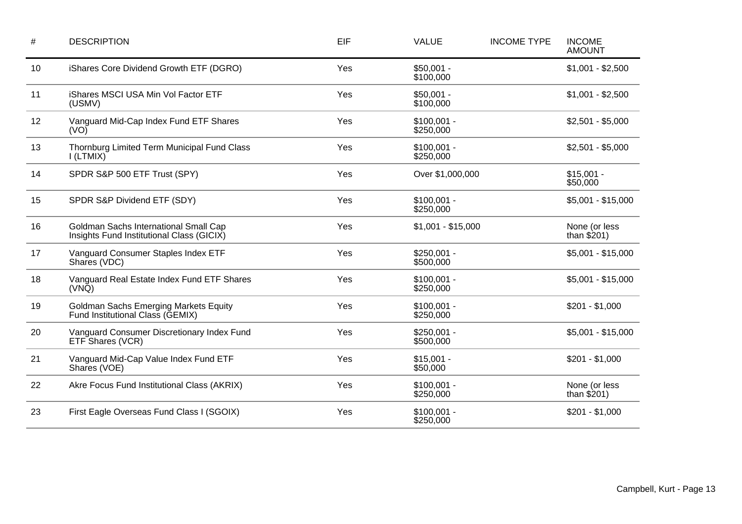| # | DESCRIPTION | EIF | VALUE | INCOME TYPE | INCOME AMOUNT |
|---|---|---|---|---|---|
| 10 | iShares Core Dividend Growth ETF (DGRO) | Yes | $50,001 - $100,000 | | $1,001 - $2,500 |
| 11 | iShares MSCI USA Min Vol Factor ETF (USMV) | Yes | $50,001 - $100,000 | | $1,001 - $2,500 |
| 12 | Vanguard Mid-Cap Index Fund ETF Shares (VO) | Yes | $100,001 - $250,000 | | $2,501 - $5,000 |
| 13 | Thornburg Limited Term Municipal Fund Class I (LTMIX) | Yes | $100,001 - $250,000 | | $2,501 - $5,000 |
| 14 | SPDR S&P 500 ETF Trust (SPY) | Yes | Over $1,000,000 | | $15,001 - $50,000 |
| 15 | SPDR S&P Dividend ETF (SDY) | Yes | $100,001 - $250,000 | | $5,001 - $15,000 |
| 16 | Goldman Sachs International Small Cap Insights Fund Institutional Class (GICIX) | Yes | $1,001 - $15,000 | | None (or less than $201) |
| 17 | Vanguard Consumer Staples Index ETF Shares (VDC) | Yes | $250,001 - $500,000 | | $5,001 - $15,000 |
| 18 | Vanguard Real Estate Index Fund ETF Shares (VNQ) | Yes | $100,001 - $250,000 | | $5,001 - $15,000 |
| 19 | Goldman Sachs Emerging Markets Equity Fund Institutional Class (GEMIX) | Yes | $100,001 - $250,000 | | $201 - $1,000 |
| 20 | Vanguard Consumer Discretionary Index Fund ETF Shares (VCR) | Yes | $250,001 - $500,000 | | $5,001 - $15,000 |
| 21 | Vanguard Mid-Cap Value Index Fund ETF Shares (VOE) | Yes | $15,001 - $50,000 | | $201 - $1,000 |
| 22 | Akre Focus Fund Institutional Class (AKRIX) | Yes | $100,001 - $250,000 | | None (or less than $201) |
| 23 | First Eagle Overseas Fund Class I (SGOIX) | Yes | $100,001 - $250,000 | | $201 - $1,000 |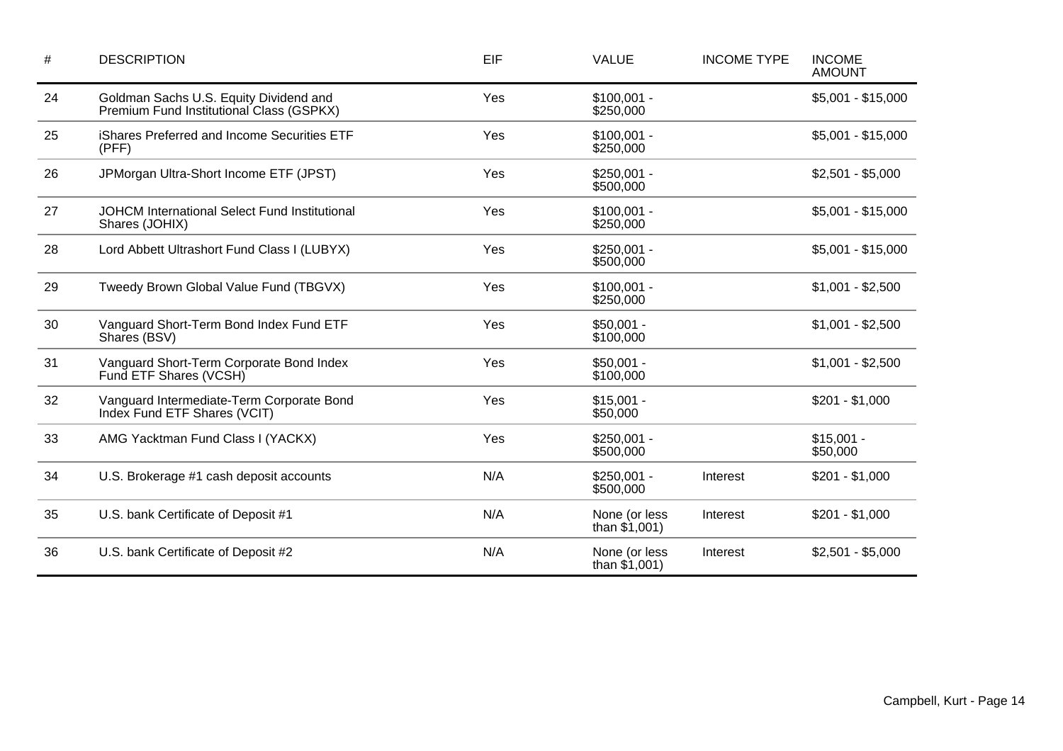| # | DESCRIPTION | EIF | VALUE | INCOME TYPE | INCOME AMOUNT |
|---|---|---|---|---|---|
| 24 | Goldman Sachs U.S. Equity Dividend and Premium Fund Institutional Class (GSPKX) | Yes | $100,001 - $250,000 | | $5,001 - $15,000 |
| 25 | iShares Preferred and Income Securities ETF (PFF) | Yes | $100,001 - $250,000 | | $5,001 - $15,000 |
| 26 | JPMorgan Ultra-Short Income ETF (JPST) | Yes | $250,001 - $500,000 | | $2,501 - $5,000 |
| 27 | JOHCM International Select Fund Institutional Shares (JOHIX) | Yes | $100,001 - $250,000 | | $5,001 - $15,000 |
| 28 | Lord Abbett Ultrashort Fund Class I (LUBYX) | Yes | $250,001 - $500,000 | | $5,001 - $15,000 |
| 29 | Tweedy Brown Global Value Fund (TBGVX) | Yes | $100,001 - $250,000 | | $1,001 - $2,500 |
| 30 | Vanguard Short-Term Bond Index Fund ETF Shares (BSV) | Yes | $50,001 - $100,000 | | $1,001 - $2,500 |
| 31 | Vanguard Short-Term Corporate Bond Index Fund ETF Shares (VCSH) | Yes | $50,001 - $100,000 | | $1,001 - $2,500 |
| 32 | Vanguard Intermediate-Term Corporate Bond Index Fund ETF Shares (VCIT) | Yes | $15,001 - $50,000 | | $201 - $1,000 |
| 33 | AMG Yacktman Fund Class I (YACKX) | Yes | $250,001 - $500,000 | | $15,001 - $50,000 |
| 34 | U.S. Brokerage #1 cash deposit accounts | N/A | $250,001 - $500,000 | Interest | $201 - $1,000 |
| 35 | U.S. bank Certificate of Deposit #1 | N/A | None (or less than $1,001) | Interest | $201 - $1,000 |
| 36 | U.S. bank Certificate of Deposit #2 | N/A | None (or less than $1,001) | Interest | $2,501 - $5,000 |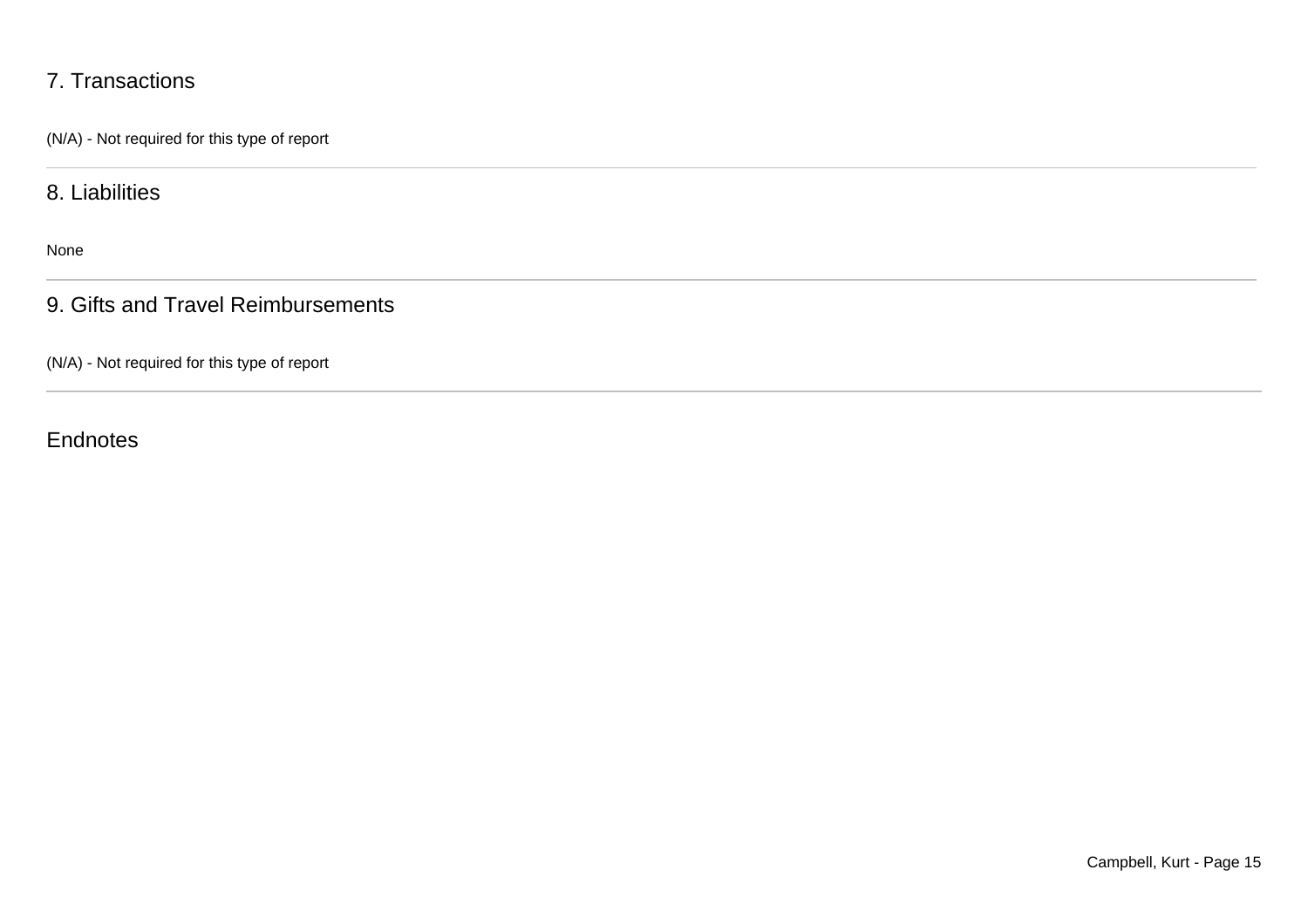## 7. Transactions

(N/A) - Not required for this type of report

---

## 8. Liabilities

None

---

## 9. Gifts and Travel Reimbursements

(N/A) - Not required for this type of report

---

## Endnotes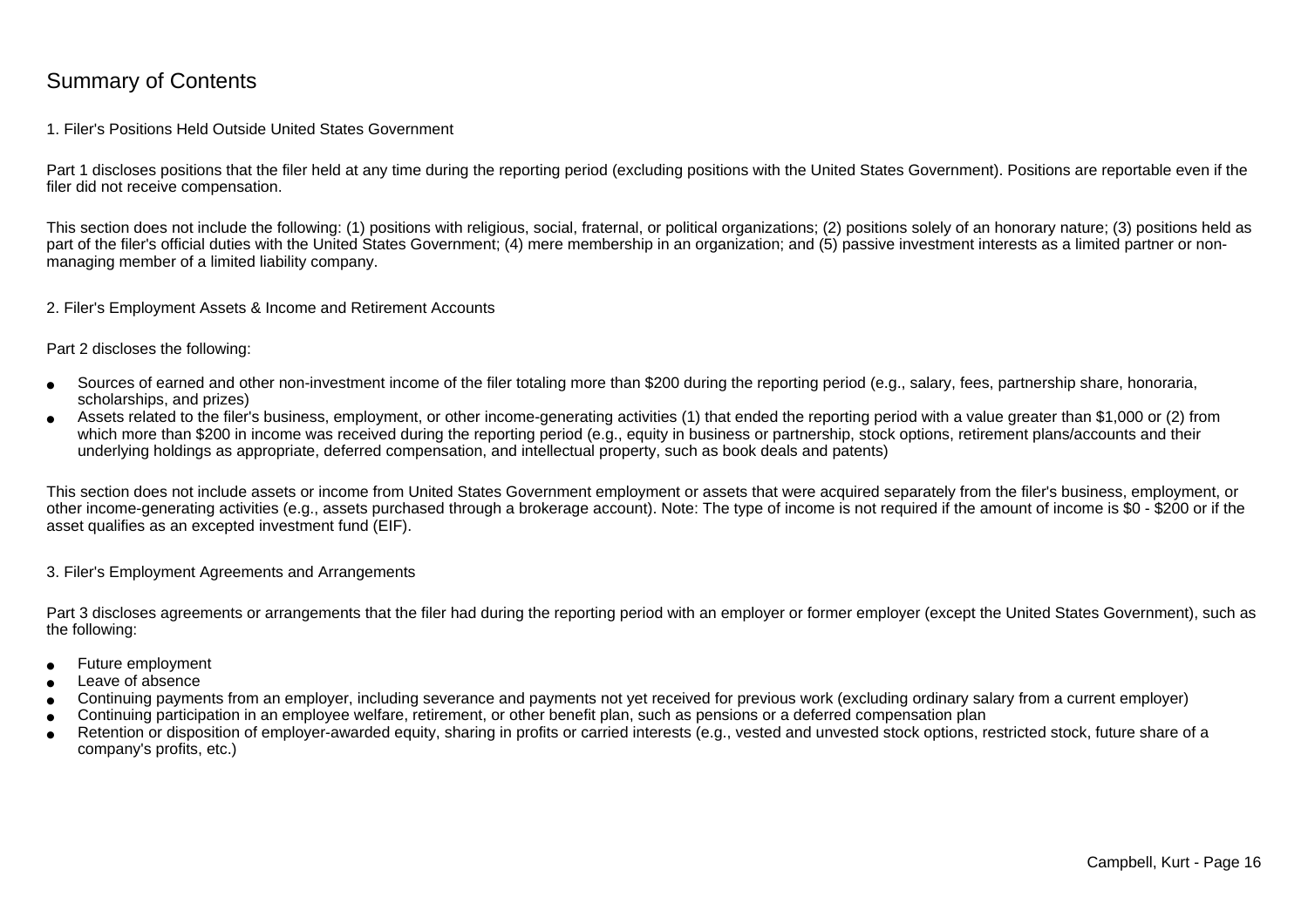# Summary of Contents

### 1. Filer's Positions Held Outside United States Government

Part 1 discloses positions that the filer held at any time during the reporting period (excluding positions with the United States Government). Positions are reportable even if the filer did not receive compensation.

This section does not include the following: (1) positions with religious, social, fraternal, or political organizations; (2) positions solely of an honorary nature; (3) positions held as part of the filer's official duties with the United States Government; (4) mere membership in an organization; and (5) passive investment interests as a limited partner or non-managing member of a limited liability company.

### 2. Filer's Employment Assets & Income and Retirement Accounts

Part 2 discloses the following:

- Sources of earned and other non-investment income of the filer totaling more than $200 during the reporting period (e.g., salary, fees, partnership share, honoraria, scholarships, and prizes)
- Assets related to the filer's business, employment, or other income-generating activities (1) that ended the reporting period with a value greater than $1,000 or (2) from which more than $200 in income was received during the reporting period (e.g., equity in business or partnership, stock options, retirement plans/accounts and their underlying holdings as appropriate, deferred compensation, and intellectual property, such as book deals and patents)

This section does not include assets or income from United States Government employment or assets that were acquired separately from the filer's business, employment, or other income-generating activities (e.g., assets purchased through a brokerage account). Note: The type of income is not required if the amount of income is $0 - $200 or if the asset qualifies as an excepted investment fund (EIF).

### 3. Filer's Employment Agreements and Arrangements

Part 3 discloses agreements or arrangements that the filer had during the reporting period with an employer or former employer (except the United States Government), such as the following:

- Future employment
- Leave of absence
- Continuing payments from an employer, including severance and payments not yet received for previous work (excluding ordinary salary from a current employer)
- Continuing participation in an employee welfare, retirement, or other benefit plan, such as pensions or a deferred compensation plan
- Retention or disposition of employer-awarded equity, sharing in profits or carried interests (e.g., vested and unvested stock options, restricted stock, future share of a company's profits, etc.)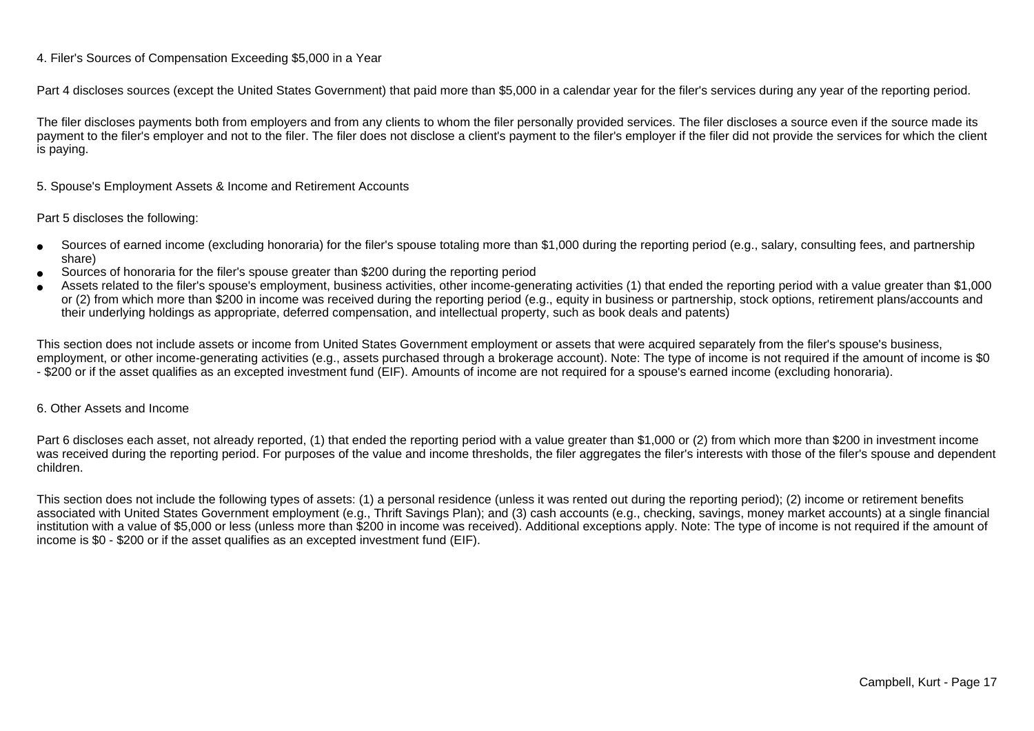### 4. Filer's Sources of Compensation Exceeding $5,000 in a Year

Part 4 discloses sources (except the United States Government) that paid more than $5,000 in a calendar year for the filer's services during any year of the reporting period.

The filer discloses payments both from employers and from any clients to whom the filer personally provided services. The filer discloses a source even if the source made its payment to the filer's employer and not to the filer. The filer does not disclose a client's payment to the filer's employer if the filer did not provide the services for which the client is paying.

### 5. Spouse's Employment Assets & Income and Retirement Accounts

Part 5 discloses the following:

- Sources of earned income (excluding honoraria) for the filer's spouse totaling more than $1,000 during the reporting period (e.g., salary, consulting fees, and partnership share)
- Sources of honoraria for the filer's spouse greater than $200 during the reporting period
- Assets related to the filer's spouse's employment, business activities, other income-generating activities (1) that ended the reporting period with a value greater than $1,000 or (2) from which more than $200 in income was received during the reporting period (e.g., equity in business or partnership, stock options, retirement plans/accounts and their underlying holdings as appropriate, deferred compensation, and intellectual property, such as book deals and patents)

This section does not include assets or income from United States Government employment or assets that were acquired separately from the filer's spouse's business, employment, or other income-generating activities (e.g., assets purchased through a brokerage account). Note: The type of income is not required if the amount of income is $0 - $200 or if the asset qualifies as an excepted investment fund (EIF). Amounts of income are not required for a spouse's earned income (excluding honoraria).

### 6. Other Assets and Income

Part 6 discloses each asset, not already reported, (1) that ended the reporting period with a value greater than $1,000 or (2) from which more than $200 in investment income was received during the reporting period. For purposes of the value and income thresholds, the filer aggregates the filer's interests with those of the filer's spouse and dependent children.

This section does not include the following types of assets: (1) a personal residence (unless it was rented out during the reporting period); (2) income or retirement benefits associated with United States Government employment (e.g., Thrift Savings Plan); and (3) cash accounts (e.g., checking, savings, money market accounts) at a single financial institution with a value of $5,000 or less (unless more than $200 in income was received). Additional exceptions apply. Note: The type of income is not required if the amount of income is $0 - $200 or if the asset qualifies as an excepted investment fund (EIF).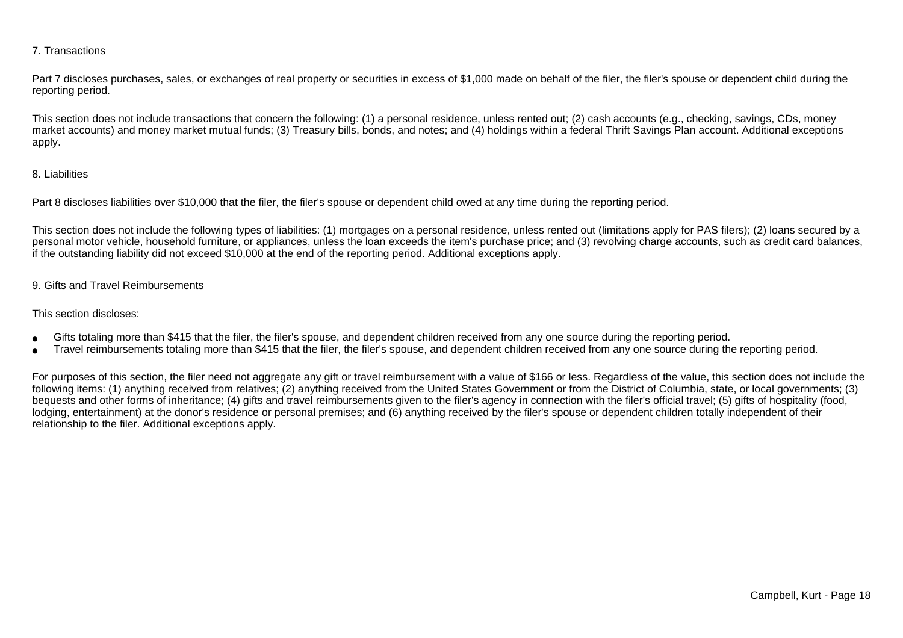## 7. Transactions

Part 7 discloses purchases, sales, or exchanges of real property or securities in excess of $1,000 made on behalf of the filer, the filer's spouse or dependent child during the reporting period.

This section does not include transactions that concern the following: (1) a personal residence, unless rented out; (2) cash accounts (e.g., checking, savings, CDs, money market accounts) and money market mutual funds; (3) Treasury bills, bonds, and notes; and (4) holdings within a federal Thrift Savings Plan account. Additional exceptions apply.

## 8. Liabilities

Part 8 discloses liabilities over $10,000 that the filer, the filer's spouse or dependent child owed at any time during the reporting period.

This section does not include the following types of liabilities: (1) mortgages on a personal residence, unless rented out (limitations apply for PAS filers); (2) loans secured by a personal motor vehicle, household furniture, or appliances, unless the loan exceeds the item's purchase price; and (3) revolving charge accounts, such as credit card balances, if the outstanding liability did not exceed $10,000 at the end of the reporting period. Additional exceptions apply.

## 9. Gifts and Travel Reimbursements

This section discloses:

- Gifts totaling more than $415 that the filer, the filer's spouse, and dependent children received from any one source during the reporting period.
- Travel reimbursements totaling more than $415 that the filer, the filer's spouse, and dependent children received from any one source during the reporting period.

For purposes of this section, the filer need not aggregate any gift or travel reimbursement with a value of $166 or less. Regardless of the value, this section does not include the following items: (1) anything received from relatives; (2) anything received from the United States Government or from the District of Columbia, state, or local governments; (3) bequests and other forms of inheritance; (4) gifts and travel reimbursements given to the filer's agency in connection with the filer's official travel; (5) gifts of hospitality (food, lodging, entertainment) at the donor's residence or personal premises; and (6) anything received by the filer's spouse or dependent children totally independent of their relationship to the filer. Additional exceptions apply.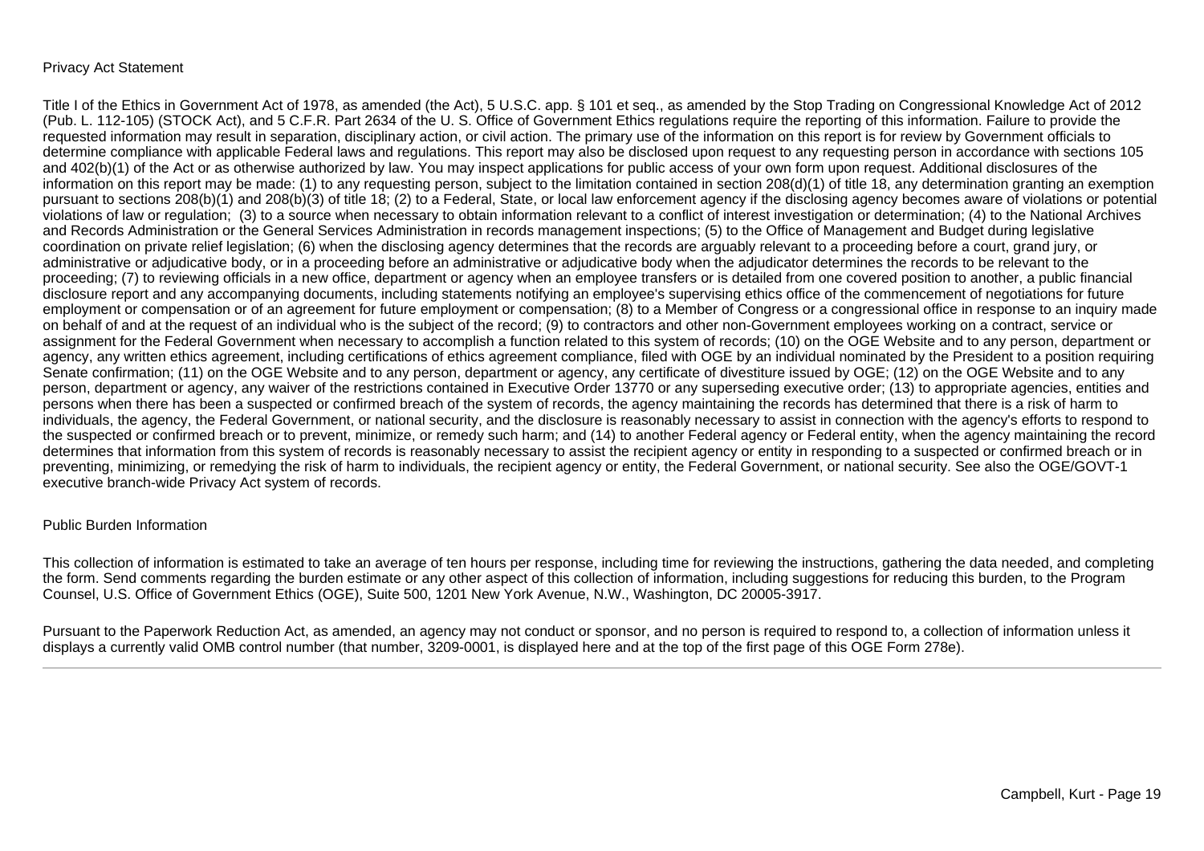## Privacy Act Statement

Title I of the Ethics in Government Act of 1978, as amended (the Act), 5 U.S.C. app. § 101 et seq., as amended by the Stop Trading on Congressional Knowledge Act of 2012 (Pub. L. 112-105) (STOCK Act), and 5 C.F.R. Part 2634 of the U. S. Office of Government Ethics regulations require the reporting of this information. Failure to provide the requested information may result in separation, disciplinary action, or civil action. The primary use of the information on this report is for review by Government officials to determine compliance with applicable Federal laws and regulations. This report may also be disclosed upon request to any requesting person in accordance with sections 105 and 402(b)(1) of the Act or as otherwise authorized by law. You may inspect applications for public access of your own form upon request. Additional disclosures of the information on this report may be made: (1) to any requesting person, subject to the limitation contained in section 208(d)(1) of title 18, any determination granting an exemption pursuant to sections 208(b)(1) and 208(b)(3) of title 18; (2) to a Federal, State, or local law enforcement agency if the disclosing agency becomes aware of violations or potential violations of law or regulation; (3) to a source when necessary to obtain information relevant to a conflict of interest investigation or determination; (4) to the National Archives and Records Administration or the General Services Administration in records management inspections; (5) to the Office of Management and Budget during legislative coordination on private relief legislation; (6) when the disclosing agency determines that the records are arguably relevant to a proceeding before a court, grand jury, or administrative or adjudicative body, or in a proceeding before an administrative or adjudicative body when the adjudicator determines the records to be relevant to the proceeding; (7) to reviewing officials in a new office, department or agency when an employee transfers or is detailed from one covered position to another, a public financial disclosure report and any accompanying documents, including statements notifying an employee's supervising ethics office of the commencement of negotiations for future employment or compensation or of an agreement for future employment or compensation; (8) to a Member of Congress or a congressional office in response to an inquiry made on behalf of and at the request of an individual who is the subject of the record; (9) to contractors and other non-Government employees working on a contract, service or assignment for the Federal Government when necessary to accomplish a function related to this system of records; (10) on the OGE Website and to any person, department or agency, any written ethics agreement, including certifications of ethics agreement compliance, filed with OGE by an individual nominated by the President to a position requiring Senate confirmation; (11) on the OGE Website and to any person, department or agency, any certificate of divestiture issued by OGE; (12) on the OGE Website and to any person, department or agency, any waiver of the restrictions contained in Executive Order 13770 or any superseding executive order; (13) to appropriate agencies, entities and persons when there has been a suspected or confirmed breach of the system of records, the agency maintaining the records has determined that there is a risk of harm to individuals, the agency, the Federal Government, or national security, and the disclosure is reasonably necessary to assist in connection with the agency's efforts to respond to the suspected or confirmed breach or to prevent, minimize, or remedy such harm; and (14) to another Federal agency or Federal entity, when the agency maintaining the record determines that information from this system of records is reasonably necessary to assist the recipient agency or entity in responding to a suspected or confirmed breach or in preventing, minimizing, or remedying the risk of harm to individuals, the recipient agency or entity, the Federal Government, or national security. See also the OGE/GOVT-1 executive branch-wide Privacy Act system of records.

## Public Burden Information

This collection of information is estimated to take an average of ten hours per response, including time for reviewing the instructions, gathering the data needed, and completing the form. Send comments regarding the burden estimate or any other aspect of this collection of information, including suggestions for reducing this burden, to the Program Counsel, U.S. Office of Government Ethics (OGE), Suite 500, 1201 New York Avenue, N.W., Washington, DC 20005-3917.

Pursuant to the Paperwork Reduction Act, as amended, an agency may not conduct or sponsor, and no person is required to respond to, a collection of information unless it displays a currently valid OMB control number (that number, 3209-0001, is displayed here and at the top of the first page of this OGE Form 278e).